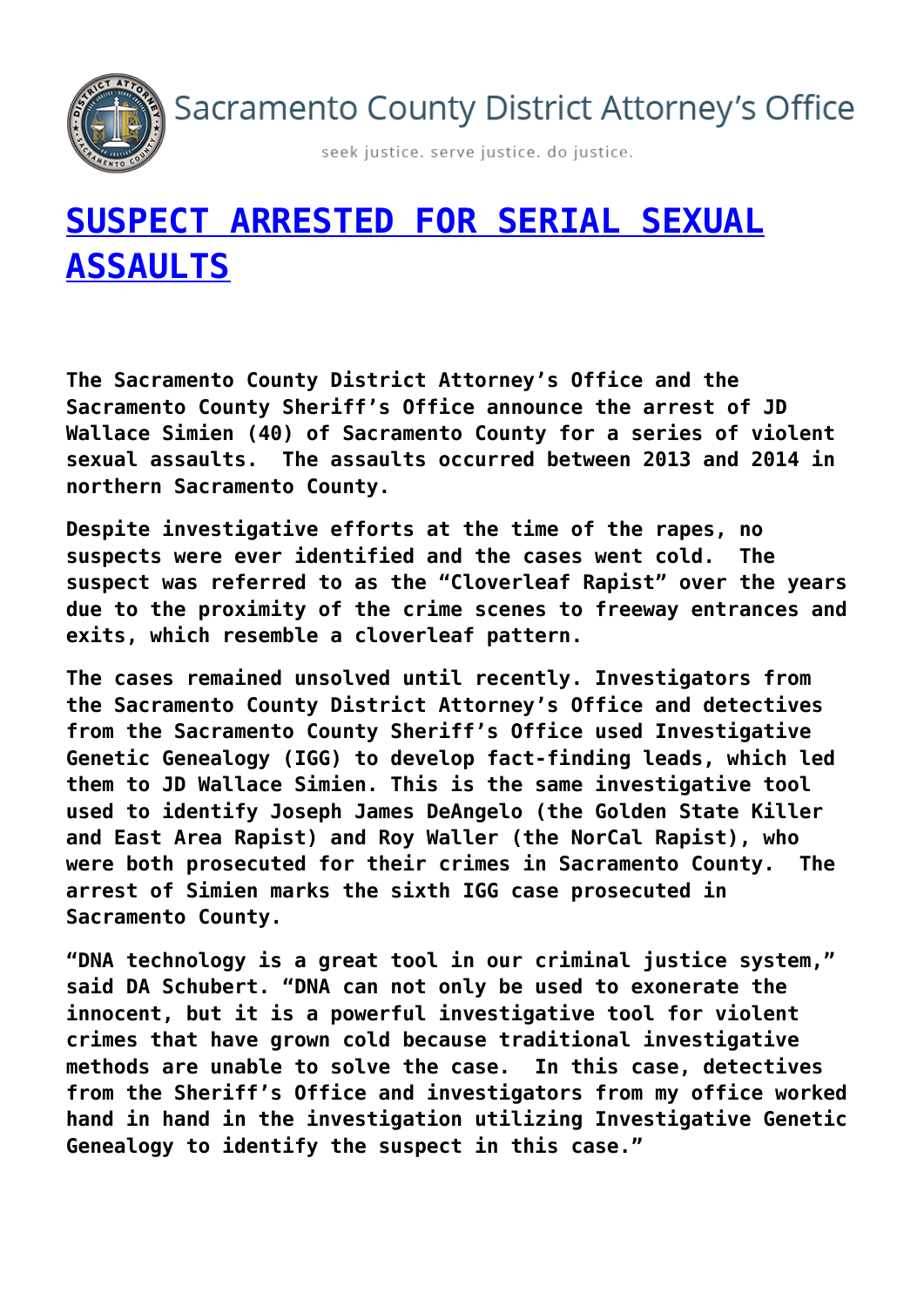Sacramento County District Attorney's Office

seek justice. serve justice. do justice.

# SUSPECT ARRESTED FOR SERIAL SEXUAL ASSAULTS

**The Sacramento County District Attorney's Office and the Sacramento County Sheriff's Office announce the arrest of JD Wallace Simien (40) of Sacramento County for a series of violent sexual assaults. The assaults occurred between 2013 and 2014 in northern Sacramento County.**

**Despite investigative efforts at the time of the rapes, no suspects were ever identified and the cases went cold. The suspect was referred to as the "Cloverleaf Rapist" over the years due to the proximity of the crime scenes to freeway entrances and exits, which resemble a cloverleaf pattern.**

**The cases remained unsolved until recently. Investigators from the Sacramento County District Attorney's Office and detectives from the Sacramento County Sheriff's Office used Investigative Genetic Genealogy (IGG) to develop fact-finding leads, which led them to JD Wallace Simien. This is the same investigative tool used to identify Joseph James DeAngelo (the Golden State Killer and East Area Rapist) and Roy Waller (the NorCal Rapist), who were both prosecuted for their crimes in Sacramento County. The arrest of Simien marks the sixth IGG case prosecuted in Sacramento County.**

**"DNA technology is a great tool in our criminal justice system," said DA Schubert. "DNA can not only be used to exonerate the innocent, but it is a powerful investigative tool for violent crimes that have grown cold because traditional investigative methods are unable to solve the case. In this case, detectives from the Sheriff's Office and investigators from my office worked hand in hand in the investigation utilizing Investigative Genetic Genealogy to identify the suspect in this case."**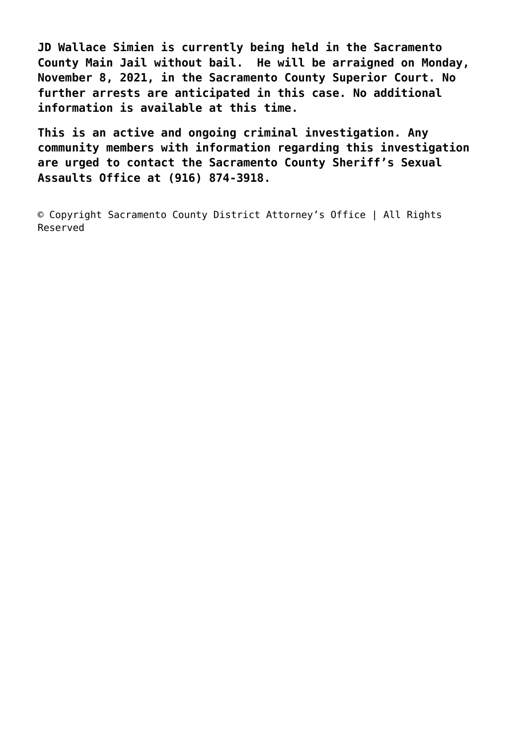**JD Wallace Simien is currently being held in the Sacramento County Main Jail without bail. He will be arraigned on Monday, November 8, 2021, in the Sacramento County Superior Court. No further arrests are anticipated in this case. No additional information is available at this time.**

**This is an active and ongoing criminal investigation. Any community members with information regarding this investigation are urged to contact the Sacramento County Sheriff's Sexual Assaults Office at (916) 874-3918.**

© Copyright Sacramento County District Attorney's Office | All Rights Reserved